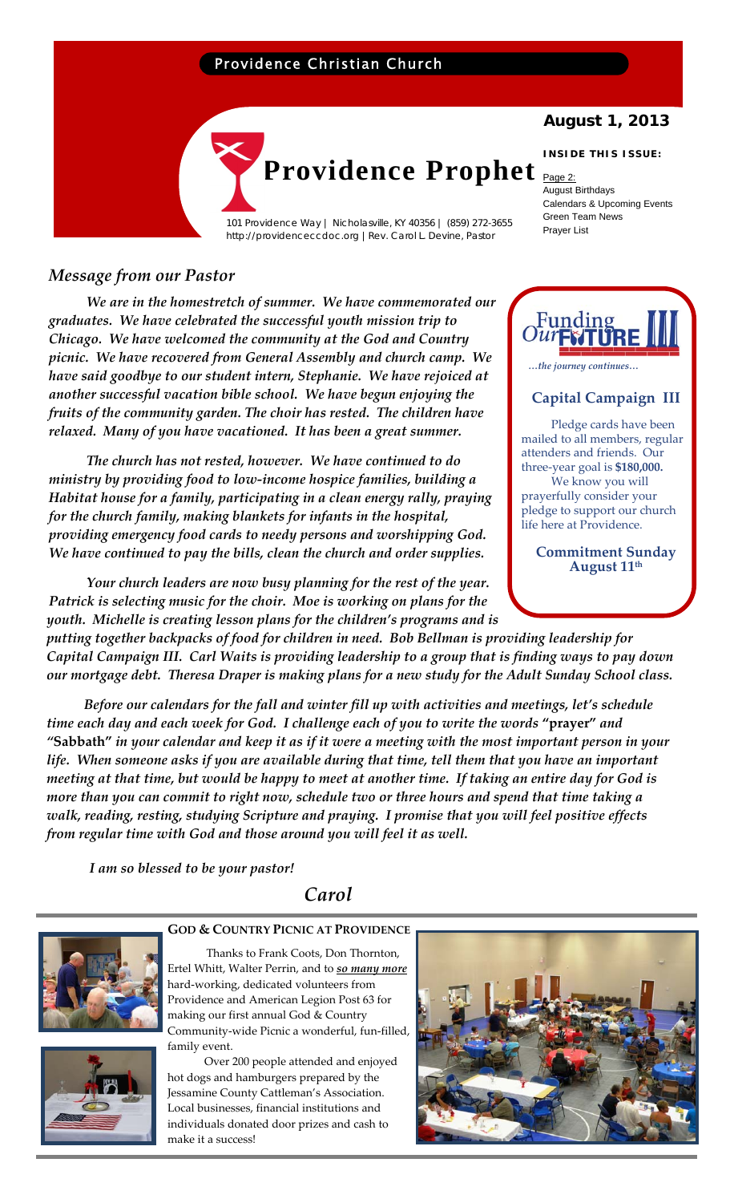Providence Christian Church

# Providence Prophet

101 Providence Way | Nicholasville, KY 40356 | (859) 272-3655
http://providenceccdoc.org | Rev. Carol L. Devine, Pastor

**August 1, 2013**

**INSIDE THIS ISSUE:**

Page 2:
August Birthdays
Calendars & Upcoming Events
Green Team News
Prayer List

## *Message from our Pastor*

***We are in the homestretch of summer. We have commemorated our graduates. We have celebrated the successful youth mission trip to Chicago. We have welcomed the community at the God and Country picnic. We have recovered from General Assembly and church camp. We have said goodbye to our student intern, Stephanie. We have rejoiced at another successful vacation bible school. We have begun enjoying the fruits of the community garden. The choir has rested. The children have relaxed. Many of you have vacationed. It has been a great summer.***

***The church has not rested, however. We have continued to do ministry by providing food to low-income hospice families, building a Habitat house for a family, participating in a clean energy rally, praying for the church family, making blankets for infants in the hospital, providing emergency food cards to needy persons and worshipping God. We have continued to pay the bills, clean the church and order supplies.***

***Your church leaders are now busy planning for the rest of the year. Patrick is selecting music for the choir. Moe is working on plans for the youth. Michelle is creating lesson plans for the children's programs and is putting together backpacks of food for children in need. Bob Bellman is providing leadership for Capital Campaign III. Carl Waits is providing leadership to a group that is finding ways to pay down our mortgage debt. Theresa Draper is making plans for a new study for the Adult Sunday School class.***

***Before our calendars for the fall and winter fill up with activities and meetings, let's schedule time each day and each week for God. I challenge each of you to write the words "prayer" and "Sabbath" in your calendar and keep it as if it were a meeting with the most important person in your life. When someone asks if you are available during that time, tell them that you have an important meeting at that time, but would be happy to meet at another time. If taking an entire day for God is more than you can commit to right now, schedule two or three hours and spend that time taking a walk, reading, resting, studying Scripture and praying. I promise that you will feel positive effects from regular time with God and those around you will feel it as well.***

***I am so blessed to be your pastor!***

*Carol*

---

Funding Our FUTURE III

*…the journey continues…*

### Capital Campaign III

Pledge cards have been mailed to all members, regular attenders and friends. Our three-year goal is **$180,000.**

We know you will prayerfully consider your pledge to support our church life here at Providence.

**Commitment Sunday August 11th**

---

### GOD & COUNTRY PICNIC AT PROVIDENCE

Thanks to Frank Coots, Don Thornton, Ertel Whitt, Walter Perrin, and to ***so many more*** hard-working, dedicated volunteers from Providence and American Legion Post 63 for making our first annual God & Country Community-wide Picnic a wonderful, fun-filled, family event.

Over 200 people attended and enjoyed hot dogs and hamburgers prepared by the Jessamine County Cattleman's Association. Local businesses, financial institutions and individuals donated door prizes and cash to make it a success!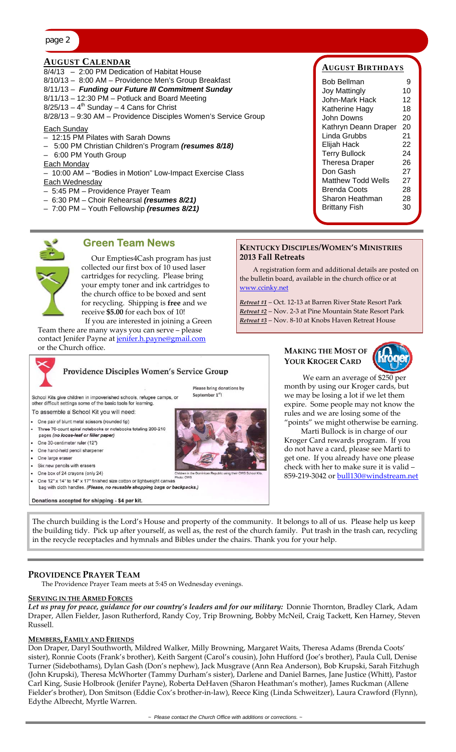## August Calendar

8/4/13 – 2:00 PM Dedication of Habitat House
8/10/13 – 8:00 AM – Providence Men's Group Breakfast
8/11/13 – ***Funding our Future III Commitment Sunday***
8/11/13 – 12:30 PM – Potluck and Board Meeting
8/25/13 – 4th Sunday – 4 Cans for Christ
8/28/13 – 9:30 AM – Providence Disciples Women's Service Group

Each Sunday
– 12:15 PM Pilates with Sarah Downs
– 5:00 PM Christian Children's Program ***(resumes 8/18)***
– 6:00 PM Youth Group

Each Monday
– 10:00 AM – "Bodies in Motion" Low-Impact Exercise Class

Each Wednesday
– 5:45 PM – Providence Prayer Team
– 6:30 PM – Choir Rehearsal ***(resumes 8/21)***
– 7:00 PM – Youth Fellowship ***(resumes 8/21)***

## August Birthdays

| | |
|---|---|
| Bob Bellman | 9 |
| Joy Mattingly | 10 |
| John-Mark Hack | 12 |
| Katherine Hagy | 18 |
| John Downs | 20 |
| Kathryn Deann Draper | 20 |
| Linda Grubbs | 21 |
| Elijah Hack | 22 |
| Terry Bullock | 24 |
| Theresa Draper | 26 |
| Don Gash | 27 |
| Matthew Todd Wells | 27 |
| Brenda Coots | 28 |
| Sharon Heathman | 28 |
| Brittany Fish | 30 |

## Green Team News

Our Empties4Cash program has just collected our first box of 10 used laser cartridges for recycling. Please bring your empty toner and ink cartridges to the church office to be boxed and sent for recycling. Shipping is **free** and we receive **$5.00** for each box of 10!

If you are interested in joining a Green Team there are many ways you can serve – please contact Jenifer Payne at jenifer.h.payne@gmail.com or the Church office.

## Kentucky Disciples/Women's Ministries 2013 Fall Retreats

A registration form and additional details are posted on the bulletin board, available in the church office or at www.ccinky.net

***Retreat #1*** – Oct. 12-13 at Barren River State Resort Park
***Retreat #2*** – Nov. 2-3 at Pine Mountain State Resort Park
***Retreat #3*** – Nov. 8-10 at Knobs Haven Retreat House

## Providence Disciples Women's Service Group

School Kits give children in impoverished schools, refugee camps, or other difficult settings some of the basic tools for learning.

Please bring donations by September 1st!

To assemble a School Kit you will need:

- One pair of blunt metal scissors (rounded tip)
- Three 70-count spiral notebooks or notebooks totaling 200-210 pages ***(no loose-leaf or filler paper)***
- One 30-centimeter ruler (12")
- One hand-held pencil sharpener
- One large eraser
- Six new pencils with erasers
- One box of 24 crayons (only 24)
- One 12" x 14" to 14" x 17" finished size cotton or lightweight canvas bag with cloth handles. ***(Please, no reusable shopping bags or backpacks.)***

Children in the Dominican Republic using their CWS School Kits. Photo: CWS

**Donations accepted for shipping - $4 per kit.**

## Making the Most of Your Kroger Card

We earn an average of $250 per month by using our Kroger cards, but we may be losing a lot if we let them expire. Some people may not know the rules and we are losing some of the "points" we might otherwise be earning.

Marti Bullock is in charge of our Kroger Card rewards program. If you do not have a card, please see Marti to get one. If you already have one please check with her to make sure it is valid – 859-219-3042 or bull130@windstream.net

The church building is the Lord's House and property of the community. It belongs to all of us. Please help us keep the building tidy. Pick up after yourself, as well as, the rest of the church family. Put trash in the trash can, recycling in the recycle receptacles and hymnals and Bibles under the chairs. Thank you for your help.

## Providence Prayer Team

The Providence Prayer Team meets at 5:45 on Wednesday evenings.

### Serving in the Armed Forces

***Let us pray for peace, guidance for our country's leaders and for our military:*** Donnie Thornton, Bradley Clark, Adam Draper, Allen Fielder, Jason Rutherford, Randy Coy, Trip Browning, Bobby McNeil, Craig Tackett, Ken Harney, Steven Russell.

### Members, Family and Friends

Don Draper, Daryl Southworth, Mildred Walker, Milly Browning, Margaret Waits, Theresa Adams (Brenda Coots' sister), Ronnie Coots (Frank's brother), Keith Sargent (Carol's cousin), John Hufford (Joe's brother), Paula Cull, Denise Turner (Sidebothams), Dylan Gash (Don's nephew), Jack Musgrave (Ann Rea Anderson), Bob Krupski, Sarah Fitzhugh (John Krupski), Theresa McWhorter (Tammy Durham's sister), Darlene and Daniel Barnes, Jane Justice (Whitt), Pastor Carl King, Susie Holbrook (Jenifer Payne), Roberta DeHaven (Sharon Heathman's mother), James Ruckman (Allene Fielder's brother), Don Smitson (Eddie Cox's brother-in-law), Reece King (Linda Schweitzer), Laura Crawford (Flynn), Edythe Albrecht, Myrtle Warren.

*~ Please contact the Church Office with additions or corrections. ~*